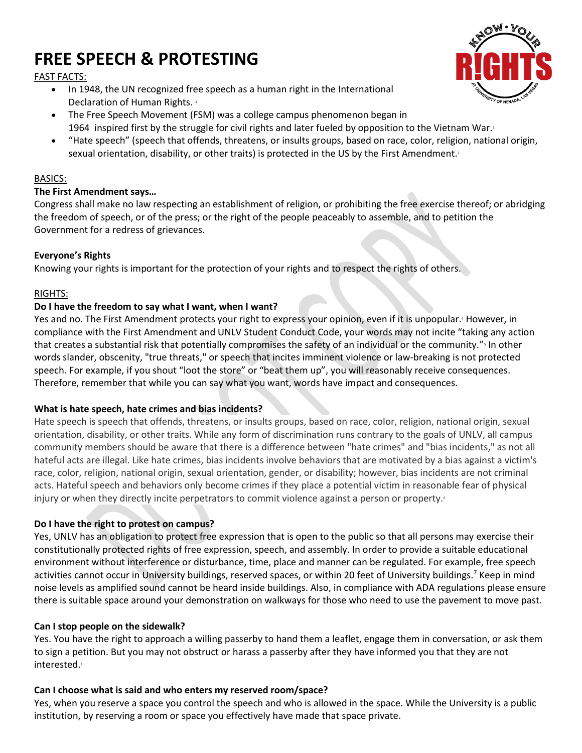# FREE SPEECH & PROTESTING

FAST FACTS:

- In 1948, the UN recognized free speech as a human right in the International Declaration of Human Rights. [1]
- The Free Speech Movement (FSM) was a college campus phenomenon began in 1964 inspired first by the struggle for civil rights and later fueled by opposition to the Vietnam War. [2]
- "Hate speech" (speech that offends, threatens, or insults groups, based on race, color, religion, national origin, sexual orientation, disability, or other traits) is protected in the US by the First Amendment. [3]

BASICS:

**The First Amendment says…**

Congress shall make no law respecting an establishment of religion, or prohibiting the free exercise thereof; or abridging the freedom of speech, or of the press; or the right of the people peaceably to assemble, and to petition the Government for a redress of grievances.

**Everyone's Rights**

Knowing your rights is important for the protection of your rights and to respect the rights of others.

RIGHTS:

**Do I have the freedom to say what I want, when I want?**

Yes and no. The First Amendment protects your right to express your opinion, even if it is unpopular. [4] However, in compliance with the First Amendment and UNLV Student Conduct Code, your words may not incite "taking any action that creates a substantial risk that potentially compromises the safety of an individual or the community." [5] In other words slander, obscenity, "true threats," or speech that incites imminent violence or law-breaking is not protected speech. For example, if you shout "loot the store" or "beat them up", you will reasonably receive consequences. Therefore, remember that while you can say what you want, words have impact and consequences.

**What is hate speech, hate crimes and bias incidents?**

Hate speech is speech that offends, threatens, or insults groups, based on race, color, religion, national origin, sexual orientation, disability, or other traits. While any form of discrimination runs contrary to the goals of UNLV, all campus community members should be aware that there is a difference between "hate crimes" and "bias incidents," as not all hateful acts are illegal. Like hate crimes, bias incidents involve behaviors that are motivated by a bias against a victim's race, color, religion, national origin, sexual orientation, gender, or disability; however, bias incidents are not criminal acts. Hateful speech and behaviors only become crimes if they place a potential victim in reasonable fear of physical injury or when they directly incite perpetrators to commit violence against a person or property. [6]

**Do I have the right to protest on campus?**

Yes, UNLV has an obligation to protect free expression that is open to the public so that all persons may exercise their constitutionally protected rights of free expression, speech, and assembly. In order to provide a suitable educational environment without interference or disturbance, time, place and manner can be regulated. For example, free speech activities cannot occur in University buildings, reserved spaces, or within 20 feet of University buildings. [7] Keep in mind noise levels as amplified sound cannot be heard inside buildings. Also, in compliance with ADA regulations please ensure there is suitable space around your demonstration on walkways for those who need to use the pavement to move past.

**Can I stop people on the sidewalk?**

Yes. You have the right to approach a willing passerby to hand them a leaflet, engage them in conversation, or ask them to sign a petition. But you may not obstruct or harass a passerby after they have informed you that they are not interested. [4]

**Can I choose what is said and who enters my reserved room/space?**

Yes, when you reserve a space you control the speech and who is allowed in the space. While the University is a public institution, by reserving a room or space you effectively have made that space private.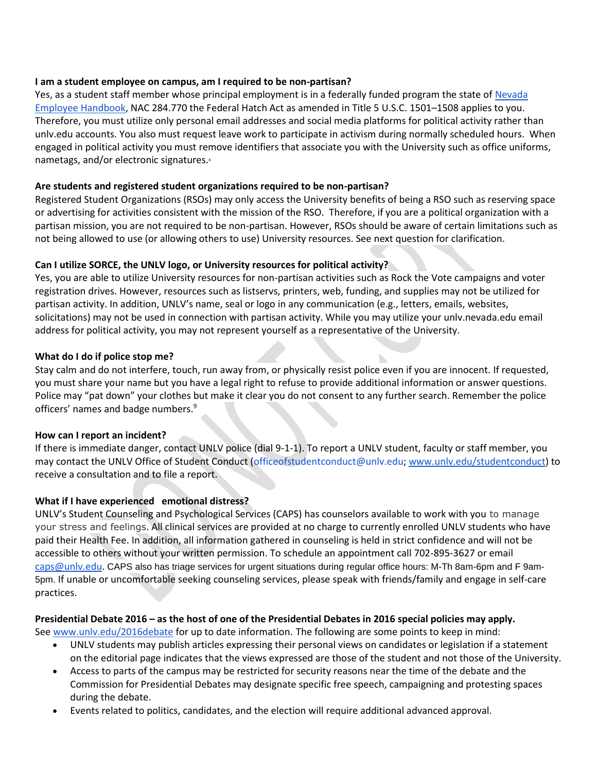**I am a student employee on campus, am I required to be non-partisan?**

Yes, as a student staff member whose principal employment is in a federally funded program the state of Nevada Employee Handbook, NAC 284.770 the Federal Hatch Act as amended in Title 5 U.S.C. 1501–1508 applies to you. Therefore, you must utilize only personal email addresses and social media platforms for political activity rather than unlv.edu accounts. You also must request leave work to participate in activism during normally scheduled hours. When engaged in political activity you must remove identifiers that associate you with the University such as office uniforms, nametags, and/or electronic signatures.[8]

**Are students and registered student organizations required to be non-partisan?**

Registered Student Organizations (RSOs) may only access the University benefits of being a RSO such as reserving space or advertising for activities consistent with the mission of the RSO. Therefore, if you are a political organization with a partisan mission, you are not required to be non-partisan. However, RSOs should be aware of certain limitations such as not being allowed to use (or allowing others to use) University resources. See next question for clarification.

**Can I utilize SORCE, the UNLV logo, or University resources for political activity?**

Yes, you are able to utilize University resources for non-partisan activities such as Rock the Vote campaigns and voter registration drives. However, resources such as listservs, printers, web, funding, and supplies may not be utilized for partisan activity. In addition, UNLV's name, seal or logo in any communication (e.g., letters, emails, websites, solicitations) may not be used in connection with partisan activity. While you may utilize your unlv.nevada.edu email address for political activity, you may not represent yourself as a representative of the University.

**What do I do if police stop me?**

Stay calm and do not interfere, touch, run away from, or physically resist police even if you are innocent. If requested, you must share your name but you have a legal right to refuse to provide additional information or answer questions. Police may "pat down" your clothes but make it clear you do not consent to any further search. Remember the police officers' names and badge numbers.[9]

**How can I report an incident?**

If there is immediate danger, contact UNLV police (dial 9-1-1). To report a UNLV student, faculty or staff member, you may contact the UNLV Office of Student Conduct (officeofstudentconduct@unlv.edu; www.unlv.edu/studentconduct) to receive a consultation and to file a report.

**What if I have experienced emotional distress?**

UNLV's Student Counseling and Psychological Services (CAPS) has counselors available to work with you to manage your stress and feelings. All clinical services are provided at no charge to currently enrolled UNLV students who have paid their Health Fee. In addition, all information gathered in counseling is held in strict confidence and will not be accessible to others without your written permission. To schedule an appointment call 702-895-3627 or email caps@unlv.edu. CAPS also has triage services for urgent situations during regular office hours: M-Th 8am-6pm and F 9am-5pm. If unable or uncomfortable seeking counseling services, please speak with friends/family and engage in self-care practices.

**Presidential Debate 2016 – as the host of one of the Presidential Debates in 2016 special policies may apply.**

See www.unlv.edu/2016debate for up to date information. The following are some points to keep in mind:

- UNLV students may publish articles expressing their personal views on candidates or legislation if a statement on the editorial page indicates that the views expressed are those of the student and not those of the University.
- Access to parts of the campus may be restricted for security reasons near the time of the debate and the Commission for Presidential Debates may designate specific free speech, campaigning and protesting spaces during the debate.
- Events related to politics, candidates, and the election will require additional advanced approval.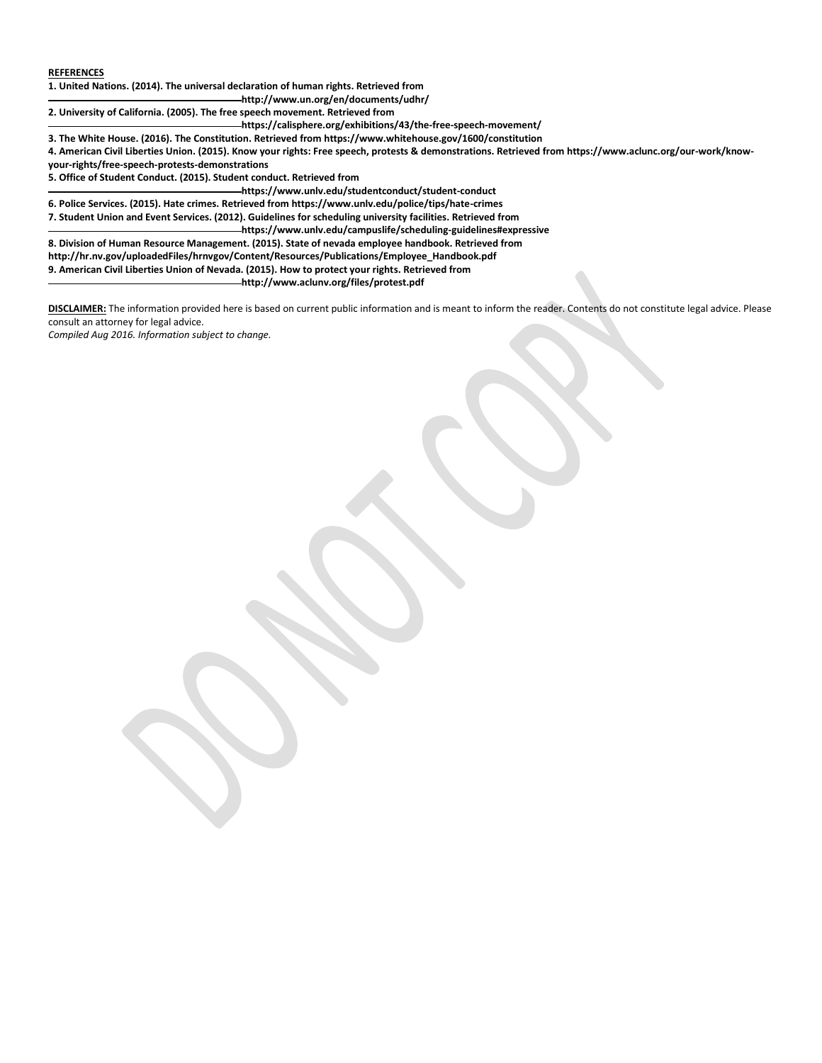**REFERENCES**

**1. United Nations. (2014). The universal declaration of human rights. Retrieved from http://www.un.org/en/documents/udhr/**

**2. University of California. (2005). The free speech movement. Retrieved from https://calisphere.org/exhibitions/43/the-free-speech-movement/**

**3. The White House. (2016). The Constitution. Retrieved from https://www.whitehouse.gov/1600/constitution**

**4. American Civil Liberties Union. (2015). Know your rights: Free speech, protests & demonstrations. Retrieved from https://www.aclunc.org/our-work/know-your-rights/free-speech-protests-demonstrations**

**5. Office of Student Conduct. (2015). Student conduct. Retrieved from https://www.unlv.edu/studentconduct/student-conduct**

**6. Police Services. (2015). Hate crimes. Retrieved from https://www.unlv.edu/police/tips/hate-crimes**

**7. Student Union and Event Services. (2012). Guidelines for scheduling university facilities. Retrieved from https://www.unlv.edu/campuslife/scheduling-guidelines#expressive**

**8. Division of Human Resource Management. (2015). State of nevada employee handbook. Retrieved from http://hr.nv.gov/uploadedFiles/hrnvgov/Content/Resources/Publications/Employee_Handbook.pdf**

**9. American Civil Liberties Union of Nevada. (2015). How to protect your rights. Retrieved from http://www.aclunv.org/files/protest.pdf**

**DISCLAIMER:** The information provided here is based on current public information and is meant to inform the reader. Contents do not constitute legal advice. Please consult an attorney for legal advice.

*Compiled Aug 2016. Information subject to change.*